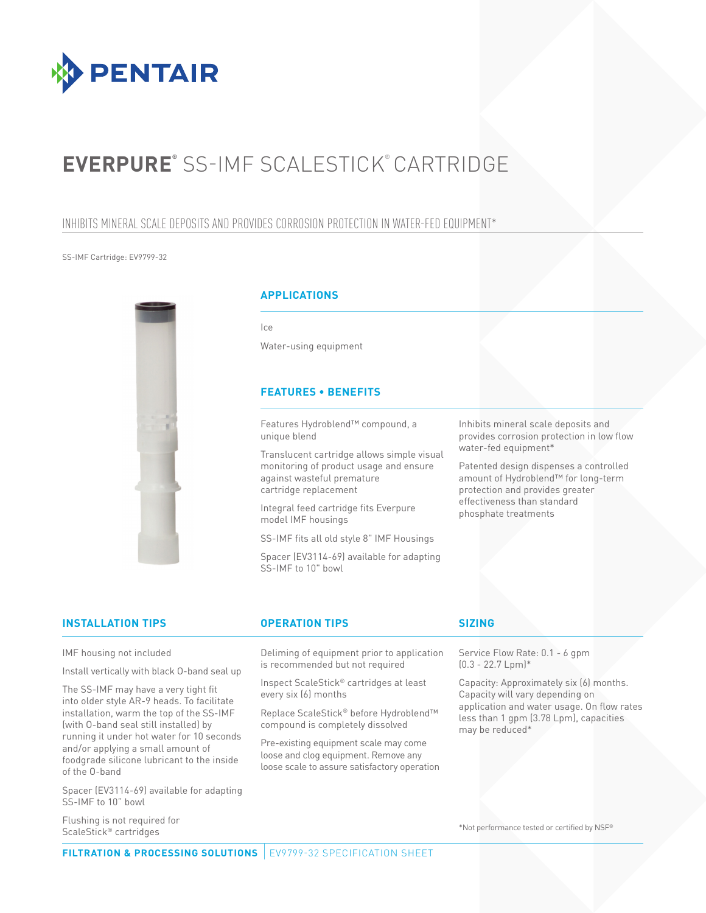PENTAIR

# EVERPURE® SS-IMF SCALESTICK® CARTRIDGE

## INHIBITS MINERAL SCALE DEPOSITS AND PROVIDES CORROSION PROTECTION IN WATER-FED EQUIPMENT*

SS-IMF Cartridge: EV9799-32

### APPLICATIONS

Ice

Water-using equipment

### FEATURES • BENEFITS

Features Hydroblend™ compound, a unique blend

Translucent cartridge allows simple visual monitoring of product usage and ensure against wasteful premature cartridge replacement

Integral feed cartridge fits Everpure model IMF housings

SS-IMF fits all old style 8" IMF Housings

Spacer (EV3114-69) available for adapting SS-IMF to 10" bowl

Inhibits mineral scale deposits and provides corrosion protection in low flow water-fed equipment*

Patented design dispenses a controlled amount of Hydroblend™ for long-term protection and provides greater effectiveness than standard phosphate treatments

### INSTALLATION TIPS

IMF housing not included

Install vertically with black O-band seal up

The SS-IMF may have a very tight fit into older style AR-9 heads. To facilitate installation, warm the top of the SS-IMF (with O-band seal still installed) by running it under hot water for 10 seconds and/or applying a small amount of foodgrade silicone lubricant to the inside of the O-band

Spacer (EV3114-69) available for adapting SS-IMF to 10" bowl

Flushing is not required for ScaleStick® cartridges

### OPERATION TIPS

Deliming of equipment prior to application is recommended but not required

Inspect ScaleStick® cartridges at least every six (6) months

Replace ScaleStick® before Hydroblend™ compound is completely dissolved

Pre-existing equipment scale may come loose and clog equipment. Remove any loose scale to assure satisfactory operation

### SIZING

Service Flow Rate: 0.1 - 6 gpm (0.3 - 22.7 Lpm)*

Capacity: Approximately six (6) months. Capacity will vary depending on application and water usage. On flow rates less than 1 gpm (3.78 Lpm), capacities may be reduced*

*Not performance tested or certified by NSF®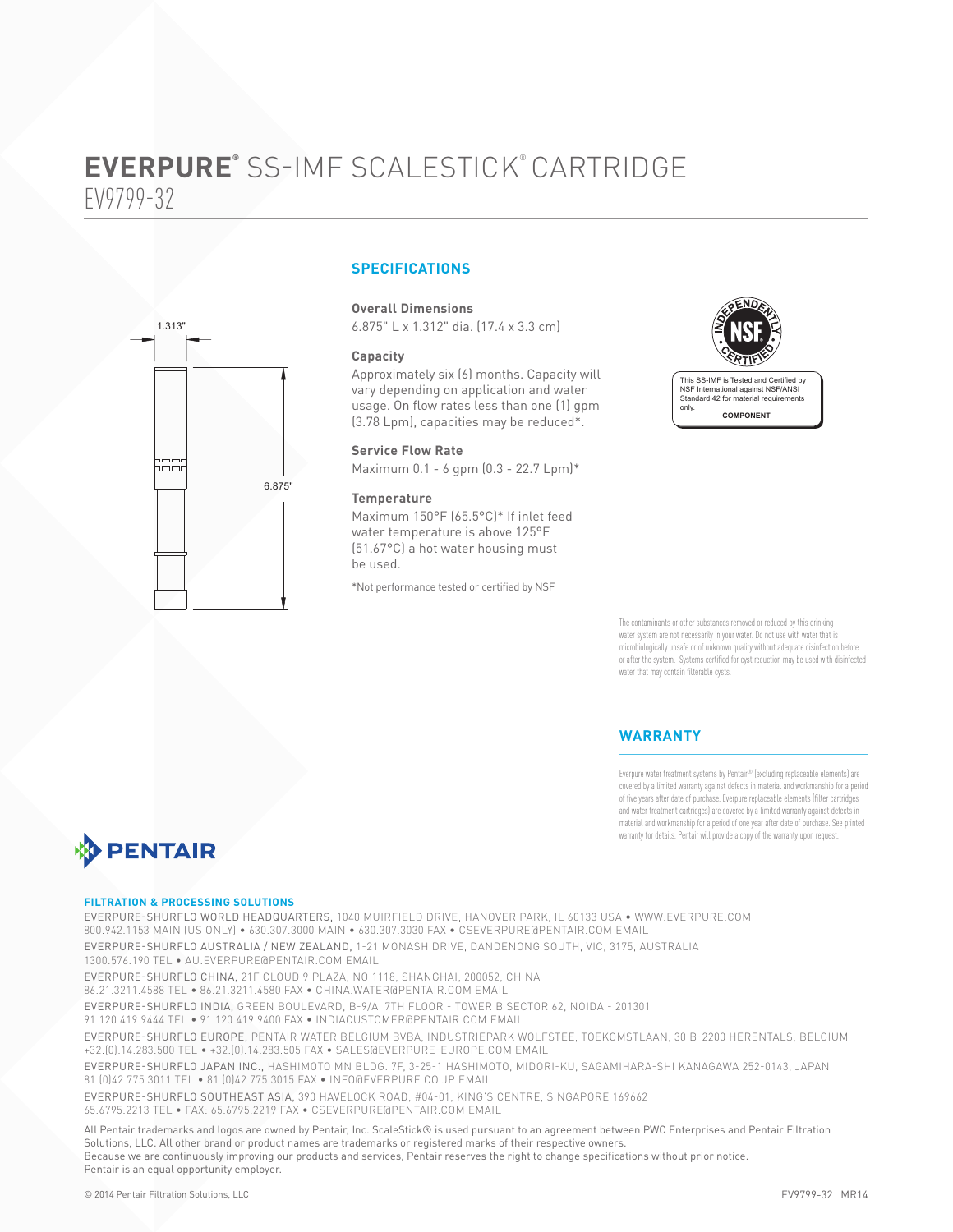# EVERPURE® SS-IMF SCALESTICK® CARTRIDGE

EV9799-32

1.313"

6.875"

## SPECIFICATIONS

**Overall Dimensions**
6.875" L x 1.312" dia. (17.4 x 3.3 cm)

**Capacity**
Approximately six (6) months. Capacity will vary depending on application and water usage. On flow rates less than one (1) gpm (3.78 Lpm), capacities may be reduced*.

**Service Flow Rate**
Maximum 0.1 - 6 gpm (0.3 - 22.7 Lpm)*

**Temperature**
Maximum 150°F (65.5°C)* If inlet feed water temperature is above 125°F (51.67°C) a hot water housing must be used.

*Not performance tested or certified by NSF

INDEPENDENTLY NSF CERTIFIED

This SS-IMF is Tested and Certified by NSF International against NSF/ANSI Standard 42 for material requirements only.

COMPONENT

The contaminants or other substances removed or reduced by this drinking water system are not necessarily in your water. Do not use with water that is microbiologically unsafe or of unknown quality without adequate disinfection before or after the system. Systems certified for cyst reduction may be used with disinfected water that may contain filterable cysts.

## WARRANTY

Everpure water treatment systems by Pentair® (excluding replaceable elements) are covered by a limited warranty against defects in material and workmanship for a period of five years after date of purchase. Everpure replaceable elements (filter cartridges and water treatment cartridges) are covered by a limited warranty against defects in material and workmanship for a period of one year after date of purchase. See printed warranty for details. Pentair will provide a copy of the warranty upon request.

PENTAIR

**FILTRATION & PROCESSING SOLUTIONS**

EVERPURE-SHURFLO WORLD HEADQUARTERS, 1040 MUIRFIELD DRIVE, HANOVER PARK, IL 60133 USA • WWW.EVERPURE.COM
800.942.1153 MAIN (US ONLY) • 630.307.3000 MAIN • 630.307.3030 FAX • CSEVERPURE@PENTAIR.COM EMAIL

EVERPURE-SHURFLO AUSTRALIA / NEW ZEALAND, 1-21 MONASH DRIVE, DANDENONG SOUTH, VIC, 3175, AUSTRALIA
1300.576.190 TEL • AU.EVERPURE@PENTAIR.COM EMAIL

EVERPURE-SHURFLO CHINA, 21F CLOUD 9 PLAZA, NO 1118, SHANGHAI, 200052, CHINA
86.21.3211.4588 TEL • 86.21.3211.4580 FAX • CHINA.WATER@PENTAIR.COM EMAIL

EVERPURE-SHURFLO INDIA, GREEN BOULEVARD, B-9/A, 7TH FLOOR - TOWER B SECTOR 62, NOIDA - 201301
91.120.419.9444 TEL • 91.120.419.9400 FAX • INDIACUSTOMER@PENTAIR.COM EMAIL

EVERPURE-SHURFLO EUROPE, PENTAIR WATER BELGIUM BVBA, INDUSTRIEPARK WOLFSTEE, TOEKOMSTLAAN, 30 B-2200 HERENTALS, BELGIUM
+32.(0).14.283.500 TEL • +32.(0).14.283.505 FAX • SALES@EVERPURE-EUROPE.COM EMAIL

EVERPURE-SHURFLO JAPAN INC., HASHIMOTO MN BLDG. 7F, 3-25-1 HASHIMOTO, MIDORI-KU, SAGAMIHARA-SHI KANAGAWA 252-0143, JAPAN
81.(0)42.775.3011 TEL • 81.(0)42.775.3015 FAX • INFO@EVERPURE.CO.JP EMAIL

EVERPURE-SHURFLO SOUTHEAST ASIA, 390 HAVELOCK ROAD, #04-01, KING'S CENTRE, SINGAPORE 169662
65.6795.2213 TEL • FAX: 65.6795.2219 FAX • CSEVERPURE@PENTAIR.COM EMAIL

All Pentair trademarks and logos are owned by Pentair, Inc. ScaleStick® is used pursuant to an agreement between PWC Enterprises and Pentair Filtration Solutions, LLC. All other brand or product names are trademarks or registered marks of their respective owners.
Because we are continuously improving our products and services, Pentair reserves the right to change specifications without prior notice.
Pentair is an equal opportunity employer.

© 2014 Pentair Filtration Solutions, LLC

EV9799-32 MR14